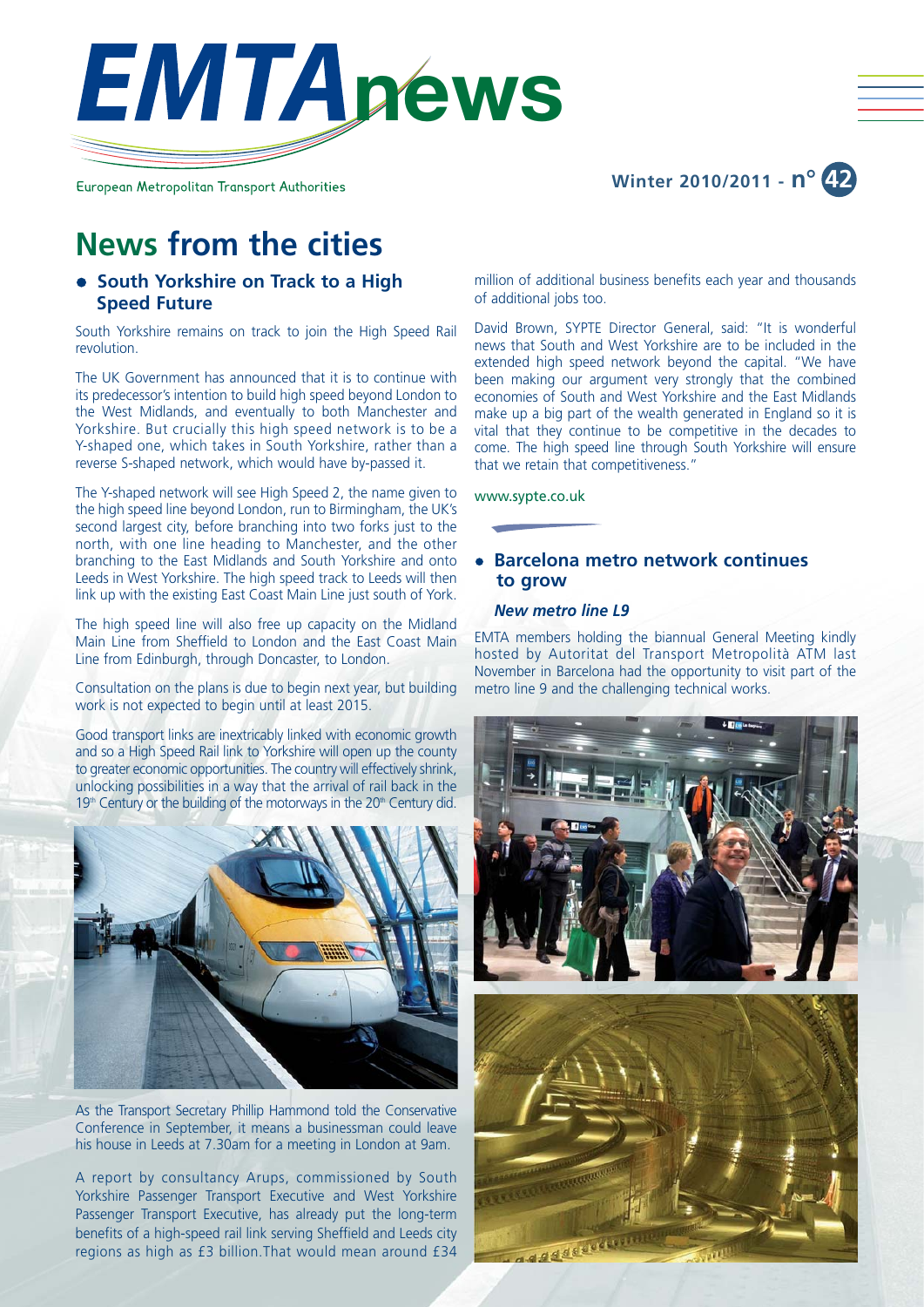# EMTAnews

European Metropolitan Transport Authorities

Winter 2010/2011 - n° 42

# News from the cities

## South Yorkshire on Track to a High Speed Future

South Yorkshire remains on track to join the High Speed Rail revolution.

The UK Government has announced that it is to continue with its predecessor's intention to build high speed beyond London to the West Midlands, and eventually to both Manchester and Yorkshire. But crucially this high speed network is to be a Y-shaped one, which takes in South Yorkshire, rather than a reverse S-shaped network, which would have by-passed it.

The Y-shaped network will see High Speed 2, the name given to the high speed line beyond London, run to Birmingham, the UK's second largest city, before branching into two forks just to the north, with one line heading to Manchester, and the other branching to the East Midlands and South Yorkshire and onto Leeds in West Yorkshire. The high speed track to Leeds will then link up with the existing East Coast Main Line just south of York.

The high speed line will also free up capacity on the Midland Main Line from Sheffield to London and the East Coast Main Line from Edinburgh, through Doncaster, to London.

Consultation on the plans is due to begin next year, but building work is not expected to begin until at least 2015.

Good transport links are inextricably linked with economic growth and so a High Speed Rail link to Yorkshire will open up the county to greater economic opportunities. The country will effectively shrink, unlocking possibilities in a way that the arrival of rail back in the 19th Century or the building of the motorways in the 20th Century did.

As the Transport Secretary Phillip Hammond told the Conservative Conference in September, it means a businessman could leave his house in Leeds at 7.30am for a meeting in London at 9am.

A report by consultancy Arups, commissioned by South Yorkshire Passenger Transport Executive and West Yorkshire Passenger Transport Executive, has already put the long-term benefits of a high-speed rail link serving Sheffield and Leeds city regions as high as £3 billion.That would mean around £34 million of additional business benefits each year and thousands of additional jobs too.

David Brown, SYPTE Director General, said: "It is wonderful news that South and West Yorkshire are to be included in the extended high speed network beyond the capital. "We have been making our argument very strongly that the combined economies of South and West Yorkshire and the East Midlands make up a big part of the wealth generated in England so it is vital that they continue to be competitive in the decades to come. The high speed line through South Yorkshire will ensure that we retain that competitiveness."

www.sypte.co.uk

## Barcelona metro network continues to grow

### *New metro line L9*

EMTA members holding the biannual General Meeting kindly hosted by Autoritat del Transport Metropolità ATM last November in Barcelona had the opportunity to visit part of the metro line 9 and the challenging technical works.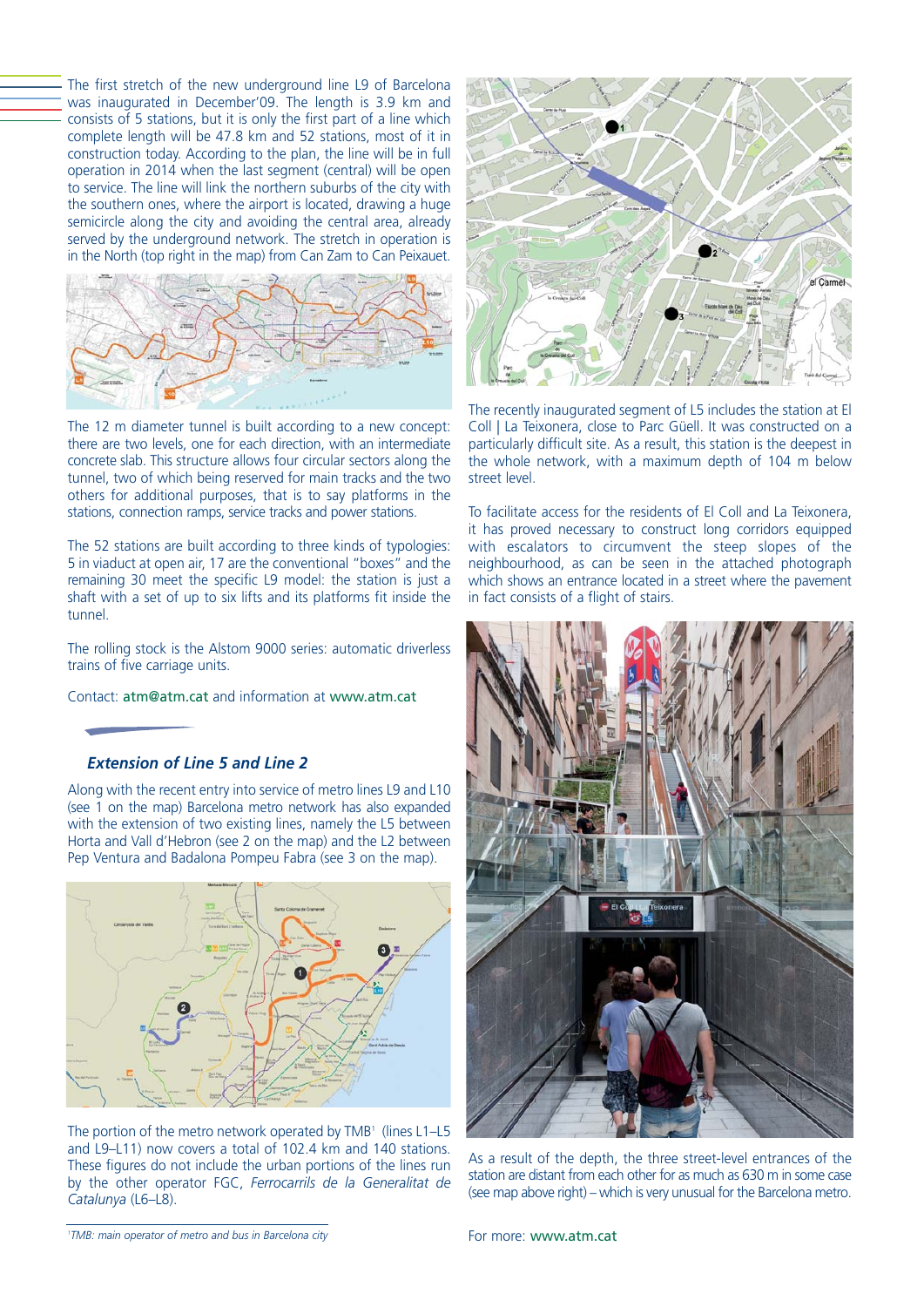The first stretch of the new underground line L9 of Barcelona was inaugurated in December'09. The length is 3.9 km and consists of 5 stations, but it is only the first part of a line which complete length will be 47.8 km and 52 stations, most of it in construction today. According to the plan, the line will be in full operation in 2014 when the last segment (central) will be open to service. The line will link the northern suburbs of the city with the southern ones, where the airport is located, drawing a huge semicircle along the city and avoiding the central area, already served by the underground network. The stretch in operation is in the North (top right in the map) from Can Zam to Can Peixauet.

The 12 m diameter tunnel is built according to a new concept: there are two levels, one for each direction, with an intermediate concrete slab. This structure allows four circular sectors along the tunnel, two of which being reserved for main tracks and the two others for additional purposes, that is to say platforms in the stations, connection ramps, service tracks and power stations.

The 52 stations are built according to three kinds of typologies: 5 in viaduct at open air, 17 are the conventional "boxes" and the remaining 30 meet the specific L9 model: the station is just a shaft with a set of up to six lifts and its platforms fit inside the tunnel.

The rolling stock is the Alstom 9000 series: automatic driverless trains of five carriage units.

Contact: atm@atm.cat and information at www.atm.cat

### *Extension of Line 5 and Line 2*

Along with the recent entry into service of metro lines L9 and L10 (see 1 on the map) Barcelona metro network has also expanded with the extension of two existing lines, namely the L5 between Horta and Vall d'Hebron (see 2 on the map) and the L2 between Pep Ventura and Badalona Pompeu Fabra (see 3 on the map).

The portion of the metro network operated by TMB[1] (lines L1–L5 and L9–L11) now covers a total of 102.4 km and 140 stations. These figures do not include the urban portions of the lines run by the other operator FGC, *Ferrocarrils de la Generalitat de Catalunya* (L6–L8).

The recently inaugurated segment of L5 includes the station at El Coll | La Teixonera, close to Parc Güell. It was constructed on a particularly difficult site. As a result, this station is the deepest in the whole network, with a maximum depth of 104 m below street level.

To facilitate access for the residents of El Coll and La Teixonera, it has proved necessary to construct long corridors equipped with escalators to circumvent the steep slopes of the neighbourhood, as can be seen in the attached photograph which shows an entrance located in a street where the pavement in fact consists of a flight of stairs.

As a result of the depth, the three street-level entrances of the station are distant from each other for as much as 630 m in some case (see map above right) – which is very unusual for the Barcelona metro.

For more: www.atm.cat

[1] *TMB: main operator of metro and bus in Barcelona city*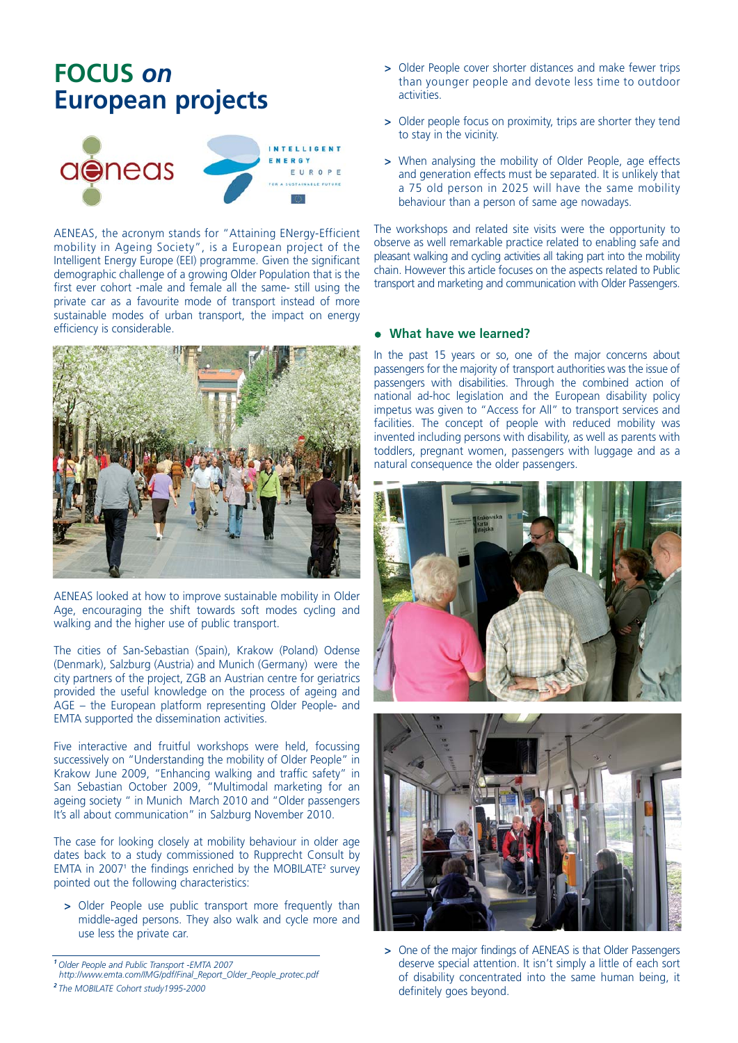# FOCUS *on* European projects

AENEAS, the acronym stands for "Attaining ENergy-Efficient mobility in Ageing Society", is a European project of the Intelligent Energy Europe (EEI) programme. Given the significant demographic challenge of a growing Older Population that is the first ever cohort -male and female all the same- still using the private car as a favourite mode of transport instead of more sustainable modes of urban transport, the impact on energy efficiency is considerable.

AENEAS looked at how to improve sustainable mobility in Older Age, encouraging the shift towards soft modes cycling and walking and the higher use of public transport.

The cities of San-Sebastian (Spain), Krakow (Poland) Odense (Denmark), Salzburg (Austria) and Munich (Germany) were the city partners of the project, ZGB an Austrian centre for geriatrics provided the useful knowledge on the process of ageing and AGE – the European platform representing Older People- and EMTA supported the dissemination activities.

Five interactive and fruitful workshops were held, focussing successively on "Understanding the mobility of Older People" in Krakow June 2009, "Enhancing walking and traffic safety" in San Sebastian October 2009, "Multimodal marketing for an ageing society " in Munich March 2010 and "Older passengers It's all about communication" in Salzburg November 2010.

The case for looking closely at mobility behaviour in older age dates back to a study commissioned to Rupprecht Consult by EMTA in 2007[1] the findings enriched by the MOBILATE[2] survey pointed out the following characteristics:

- Older People use public transport more frequently than middle-aged persons. They also walk and cycle more and use less the private car.
- Older People cover shorter distances and make fewer trips than younger people and devote less time to outdoor activities.
- Older people focus on proximity, trips are shorter they tend to stay in the vicinity.
- When analysing the mobility of Older People, age effects and generation effects must be separated. It is unlikely that a 75 old person in 2025 will have the same mobility behaviour than a person of same age nowadays.

The workshops and related site visits were the opportunity to observe as well remarkable practice related to enabling safe and pleasant walking and cycling activities all taking part into the mobility chain. However this article focuses on the aspects related to Public transport and marketing and communication with Older Passengers.

## What have we learned?

In the past 15 years or so, one of the major concerns about passengers for the majority of transport authorities was the issue of passengers with disabilities. Through the combined action of national ad-hoc legislation and the European disability policy impetus was given to "Access for All" to transport services and facilities. The concept of people with reduced mobility was invented including persons with disability, as well as parents with toddlers, pregnant women, passengers with luggage and as a natural consequence the older passengers.

- One of the major findings of AENEAS is that Older Passengers deserve special attention. It isn't simply a little of each sort of disability concentrated into the same human being, it definitely goes beyond.

---

[1] *Older People and Public Transport -EMTA 2007 http://www.emta.com/IMG/pdf/Final_Report_Older_People_protec.pdf*

[2] *The MOBILATE Cohort study1995-2000*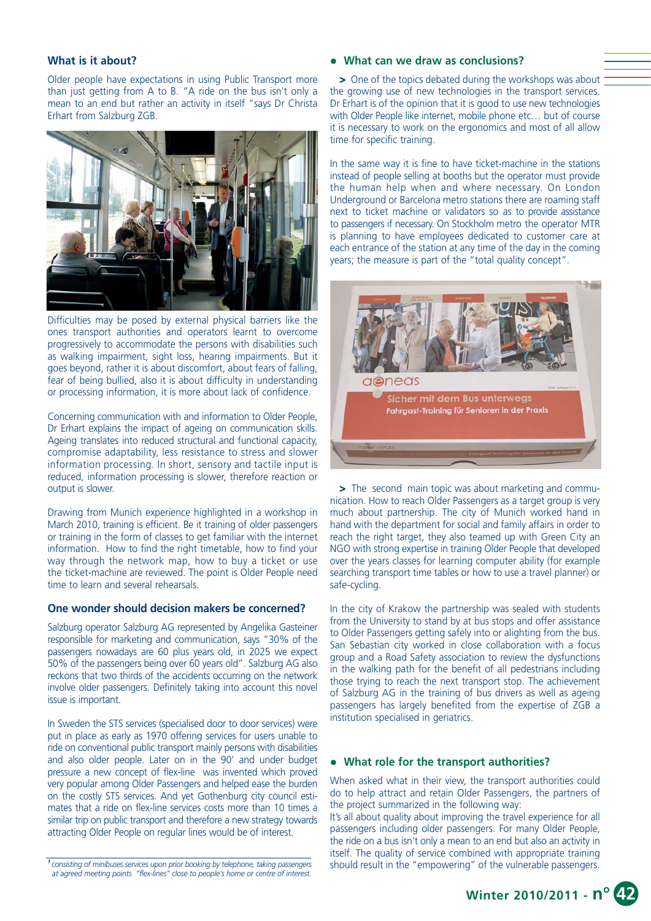### What is it about?

Older people have expectations in using Public Transport more than just getting from A to B. "A ride on the bus isn't only a mean to an end but rather an activity in itself "says Dr Christa Erhart from Salzburg ZGB.

Difficulties may be posed by external physical barriers like the ones transport authorities and operators learnt to overcome progressively to accommodate the persons with disabilities such as walking impairment, sight loss, hearing impairments. But it goes beyond, rather it is about discomfort, about fears of falling, fear of being bullied, also it is about difficulty in understanding or processing information, it is more about lack of confidence.

Concerning communication with and information to Older People, Dr Erhart explains the impact of ageing on communication skills. Ageing translates into reduced structural and functional capacity, compromise adaptability, less resistance to stress and slower information processing. In short, sensory and tactile input is reduced, information processing is slower, therefore reaction or output is slower.

Drawing from Munich experience highlighted in a workshop in March 2010, training is efficient. Be it training of older passengers or training in the form of classes to get familiar with the internet information. How to find the right timetable, how to find your way through the network map, how to buy a ticket or use the ticket-machine are reviewed. The point is Older People need time to learn and several rehearsals.

### One wonder should decision makers be concerned?

Salzburg operator Salzburg AG represented by Angelika Gasteiner responsible for marketing and communication, says "30% of the passengers nowadays are 60 plus years old, in 2025 we expect 50% of the passengers being over 60 years old". Salzburg AG also reckons that two thirds of the accidents occurring on the network involve older passengers. Definitely taking into account this novel issue is important.

In Sweden the STS services (specialised door to door services) were put in place as early as 1970 offering services for users unable to ride on conventional public transport mainly persons with disabilities and also older people. Later on in the 90' and under budget pressure a new concept of flex-line was invented which proved very popular among Older Passengers and helped ease the burden on the costly STS services. And yet Gothenburg city council estimates that a ride on flex-line services costs more than 10 times a similar trip on public transport and therefore a new strategy towards attracting Older People on regular lines would be of interest.

[1] *consisting of minibuses services upon prior booking by telephone, taking passengers at agreed meeting points "flex-lines" close to people's home or centre of interest.*

### • What can we draw as conclusions?

> One of the topics debated during the workshops was about the growing use of new technologies in the transport services. Dr Erhart is of the opinion that it is good to use new technologies with Older People like internet, mobile phone etc… but of course it is necessary to work on the ergonomics and most of all allow time for specific training.

In the same way it is fine to have ticket-machine in the stations instead of people selling at booths but the operator must provide the human help when and where necessary. On London Underground or Barcelona metro stations there are roaming staff next to ticket machine or validators so as to provide assistance to passengers if necessary. On Stockholm metro the operator MTR is planning to have employees dedicated to customer care at each entrance of the station at any time of the day in the coming years; the measure is part of the "total quality concept".

> The second main topic was about marketing and communication. How to reach Older Passengers as a target group is very much about partnership. The city of Munich worked hand in hand with the department for social and family affairs in order to reach the right target, they also teamed up with Green City an NGO with strong expertise in training Older People that developed over the years classes for learning computer ability (for example searching transport time tables or how to use a travel planner) or safe-cycling.

In the city of Krakow the partnership was sealed with students from the University to stand by at bus stops and offer assistance to Older Passengers getting safely into or alighting from the bus. San Sebastian city worked in close collaboration with a focus group and a Road Safety association to review the dysfunctions in the walking path for the benefit of all pedestrians including those trying to reach the next transport stop. The achievement of Salzburg AG in the training of bus drivers as well as ageing passengers has largely benefited from the expertise of ZGB a institution specialised in geriatrics.

### • What role for the transport authorities?

When asked what in their view, the transport authorities could do to help attract and retain Older Passengers, the partners of the project summarized in the following way:

It's all about quality about improving the travel experience for all passengers including older passengers. For many Older People, the ride on a bus isn't only a mean to an end but also an activity in itself. The quality of service combined with appropriate training should result in the "empowering" of the vulnerable passengers.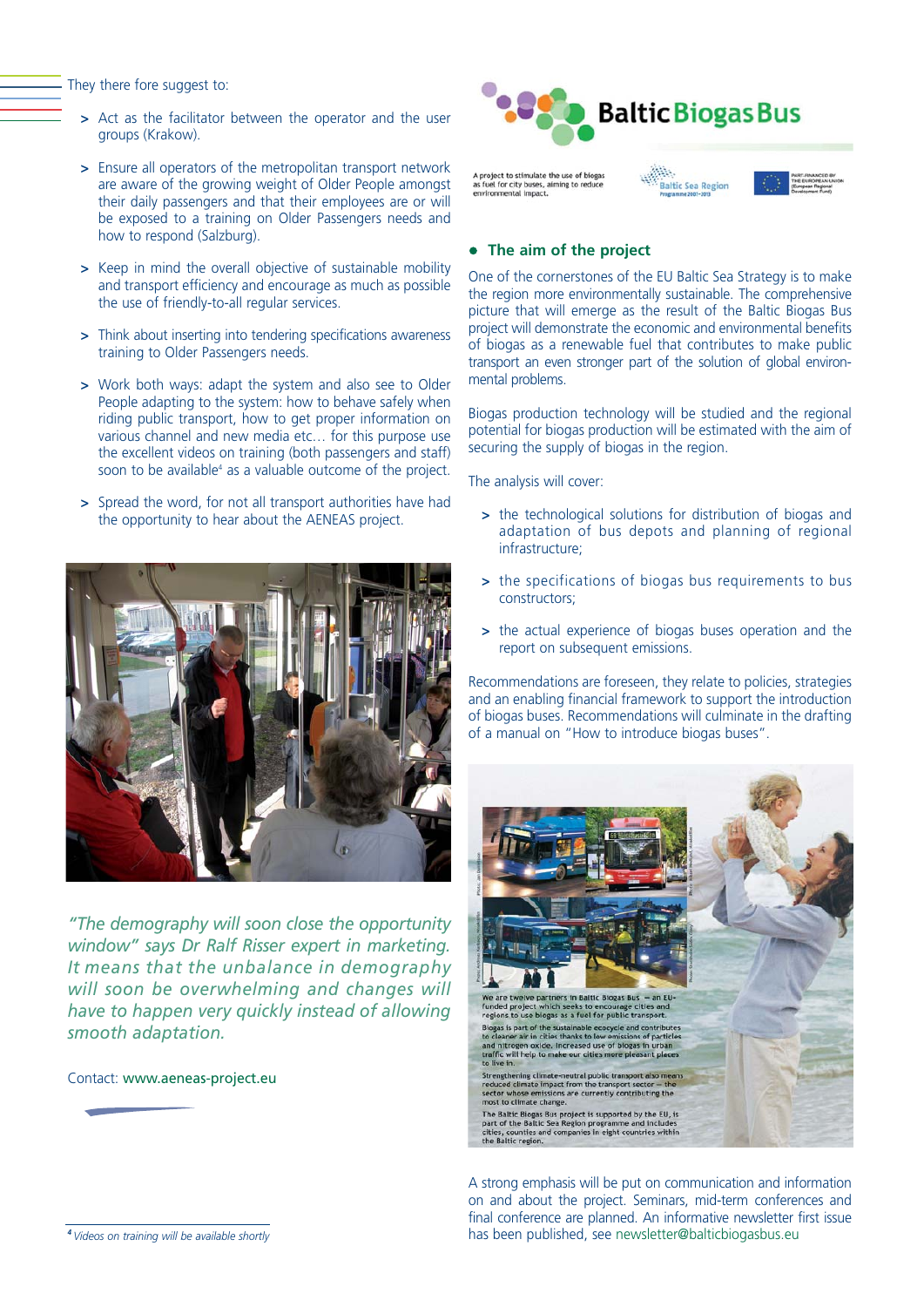They there fore suggest to:

- Act as the facilitator between the operator and the user groups (Krakow).
- Ensure all operators of the metropolitan transport network are aware of the growing weight of Older People amongst their daily passengers and that their employees are or will be exposed to a training on Older Passengers needs and how to respond (Salzburg).
- Keep in mind the overall objective of sustainable mobility and transport efficiency and encourage as much as possible the use of friendly-to-all regular services.
- Think about inserting into tendering specifications awareness training to Older Passengers needs.
- Work both ways: adapt the system and also see to Older People adapting to the system: how to behave safely when riding public transport, how to get proper information on various channel and new media etc… for this purpose use the excellent videos on training (both passengers and staff) soon to be available[4] as a valuable outcome of the project.
- Spread the word, for not all transport authorities have had the opportunity to hear about the AENEAS project.

*"The demography will soon close the opportunity window" says Dr Ralf Risser expert in marketing. It means that the unbalance in demography will soon be overwhelming and changes will have to happen very quickly instead of allowing smooth adaptation.*

Contact: www.aeneas-project.eu

[4] *Videos on training will be available shortly*

**Baltic Biogas Bus**

A project to stimulate the use of biogas as fuel for city buses, aiming to reduce environmental impact.

## • The aim of the project

One of the cornerstones of the EU Baltic Sea Strategy is to make the region more environmentally sustainable. The comprehensive picture that will emerge as the result of the Baltic Biogas Bus project will demonstrate the economic and environmental benefits of biogas as a renewable fuel that contributes to make public transport an even stronger part of the solution of global environmental problems.

Biogas production technology will be studied and the regional potential for biogas production will be estimated with the aim of securing the supply of biogas in the region.

The analysis will cover:

- the technological solutions for distribution of biogas and adaptation of bus depots and planning of regional infrastructure;
- the specifications of biogas bus requirements to bus constructors;
- the actual experience of biogas buses operation and the report on subsequent emissions.

Recommendations are foreseen, they relate to policies, strategies and an enabling financial framework to support the introduction of biogas buses. Recommendations will culminate in the drafting of a manual on "How to introduce biogas buses".

We are twelve partners in Baltic Biogas Bus – an EU-funded project which seeks to encourage cities and regions to use biogas as a fuel for public transport.

Biogas is part of the sustainable ecocycle and contributes to cleaner air in cities thanks to low emissions of particles and nitrogen oxide. Increased use of biogas in urban traffic will help to make our cities more pleasant places to live in.

Strengthening climate-neutral public transport also means reduced climate impact from the transport sector – the sector whose emissions are currently contributing the most to climate change.

The Baltic Biogas Bus project is supported by the EU, is part of the Baltic Sea Region programme and includes cities, counties and companies in eight countries within the Baltic region.

A strong emphasis will be put on communication and information on and about the project. Seminars, mid-term conferences and final conference are planned. An informative newsletter first issue has been published, see newsletter@balticbiogasbus.eu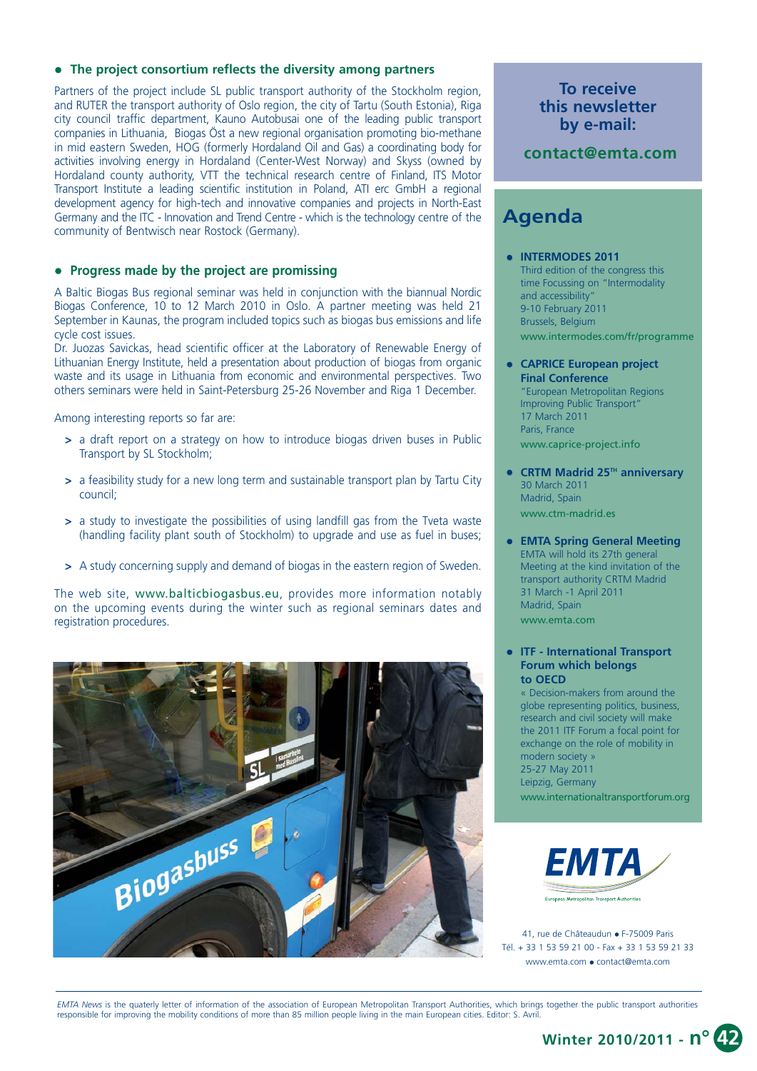### The project consortium reflects the diversity among partners

Partners of the project include SL public transport authority of the Stockholm region, and RUTER the transport authority of Oslo region, the city of Tartu (South Estonia), Riga city council traffic department, Kauno Autobusai one of the leading public transport companies in Lithuania, Biogas Öst a new regional organisation promoting bio-methane in mid eastern Sweden, HOG (formerly Hordaland Oil and Gas) a coordinating body for activities involving energy in Hordaland (Center-West Norway) and Skyss (owned by Hordaland county authority, VTT the technical research centre of Finland, ITS Motor Transport Institute a leading scientific institution in Poland, ATI erc GmbH a regional development agency for high-tech and innovative companies and projects in North-East Germany and the ITC - Innovation and Trend Centre - which is the technology centre of the community of Bentwisch near Rostock (Germany).

### Progress made by the project are promising

A Baltic Biogas Bus regional seminar was held in conjunction with the biannual Nordic Biogas Conference, 10 to 12 March 2010 in Oslo. A partner meeting was held 21 September in Kaunas, the program included topics such as biogas bus emissions and life cycle cost issues.

Dr. Juozas Savickas, head scientific officer at the Laboratory of Renewable Energy of Lithuanian Energy Institute, held a presentation about production of biogas from organic waste and its usage in Lithuania from economic and environmental perspectives. Two others seminars were held in Saint-Petersburg 25-26 November and Riga 1 December.

Among interesting reports so far are:

- a draft report on a strategy on how to introduce biogas driven buses in Public Transport by SL Stockholm;
- a feasibility study for a new long term and sustainable transport plan by Tartu City council;
- a study to investigate the possibilities of using landfill gas from the Tveta waste (handling facility plant south of Stockholm) to upgrade and use as fuel in buses;
- A study concerning supply and demand of biogas in the eastern region of Sweden.

The web site, www.balticbiogasbus.eu, provides more information notably on the upcoming events during the winter such as regional seminars dates and registration procedures.

**To receive this newsletter by e-mail:**

**contact@emta.com**

## Agenda

- **INTERMODES 2011**
  Third edition of the congress this time Focussing on "Intermodality and accessibility"
  9-10 February 2011
  Brussels, Belgium
  www.intermodes.com/fr/programme

- **CAPRICE European project Final Conference**
  "European Metropolitan Regions Improving Public Transport"
  17 March 2011
  Paris, France
  www.caprice-project.info

- **CRTM Madrid 25TH anniversary**
  30 March 2011
  Madrid, Spain
  www.ctm-madrid.es

- **EMTA Spring General Meeting**
  EMTA will hold its 27th general Meeting at the kind invitation of the transport authority CRTM Madrid
  31 March -1 April 2011
  Madrid, Spain
  www.emta.com

- **ITF - International Transport Forum which belongs to OECD**
  « Decision-makers from around the globe representing politics, business, research and civil society will make the 2011 ITF Forum a focal point for exchange on the role of mobility in modern society »
  25-27 May 2011
  Leipzig, Germany
  www.internationaltransportforum.org

EMTA
European Metropolitan Transport Authorities

41, rue de Châteaudun • F-75009 Paris
Tél. + 33 1 53 59 21 00 - Fax + 33 1 53 59 21 33
www.emta.com • contact@emta.com

*EMTA News* is the quaterly letter of information of the association of European Metropolitan Transport Authorities, which brings together the public transport authorities responsible for improving the mobility conditions of more than 85 million people living in the main European cities. Editor: S. Avril.

**Winter 2010/2011 - n° 42**